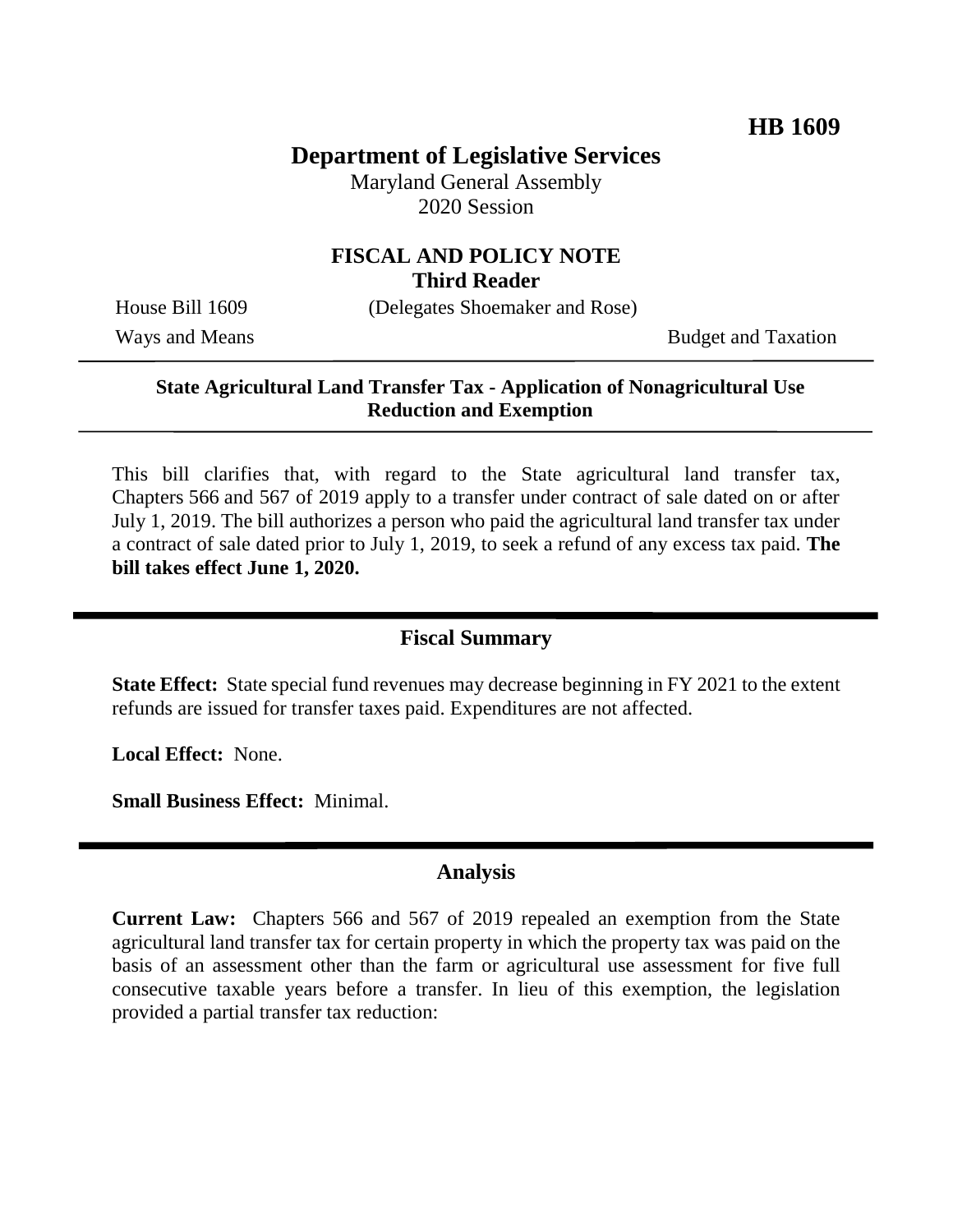**HB 1609**

# Department of Legislative Services

Maryland General Assembly
2020 Session

## FISCAL AND POLICY NOTE
**Third Reader**

House Bill 1609 (Delegates Shoemaker and Rose)

Ways and Means Budget and Taxation

---

**State Agricultural Land Transfer Tax - Application of Nonagricultural Use Reduction and Exemption**

---

This bill clarifies that, with regard to the State agricultural land transfer tax, Chapters 566 and 567 of 2019 apply to a transfer under contract of sale dated on or after July 1, 2019. The bill authorizes a person who paid the agricultural land transfer tax under a contract of sale dated prior to July 1, 2019, to seek a refund of any excess tax paid. **The bill takes effect June 1, 2020.**

---

## Fiscal Summary

**State Effect:** State special fund revenues may decrease beginning in FY 2021 to the extent refunds are issued for transfer taxes paid. Expenditures are not affected.

**Local Effect:** None.

**Small Business Effect:** Minimal.

---

## Analysis

**Current Law:** Chapters 566 and 567 of 2019 repealed an exemption from the State agricultural land transfer tax for certain property in which the property tax was paid on the basis of an assessment other than the farm or agricultural use assessment for five full consecutive taxable years before a transfer. In lieu of this exemption, the legislation provided a partial transfer tax reduction: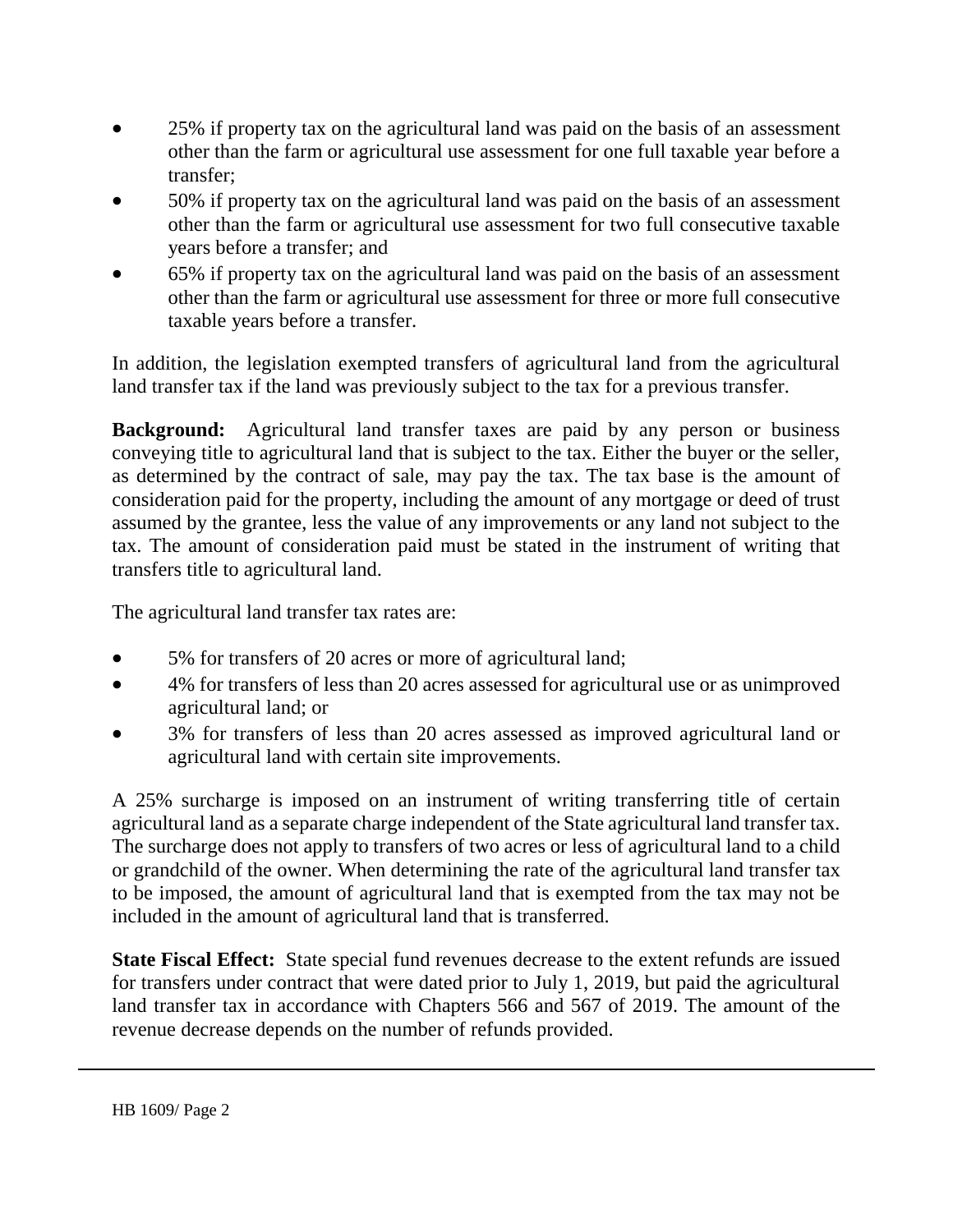- 25% if property tax on the agricultural land was paid on the basis of an assessment other than the farm or agricultural use assessment for one full taxable year before a transfer;
- 50% if property tax on the agricultural land was paid on the basis of an assessment other than the farm or agricultural use assessment for two full consecutive taxable years before a transfer; and
- 65% if property tax on the agricultural land was paid on the basis of an assessment other than the farm or agricultural use assessment for three or more full consecutive taxable years before a transfer.

In addition, the legislation exempted transfers of agricultural land from the agricultural land transfer tax if the land was previously subject to the tax for a previous transfer.

**Background:** Agricultural land transfer taxes are paid by any person or business conveying title to agricultural land that is subject to the tax. Either the buyer or the seller, as determined by the contract of sale, may pay the tax. The tax base is the amount of consideration paid for the property, including the amount of any mortgage or deed of trust assumed by the grantee, less the value of any improvements or any land not subject to the tax. The amount of consideration paid must be stated in the instrument of writing that transfers title to agricultural land.

The agricultural land transfer tax rates are:

- 5% for transfers of 20 acres or more of agricultural land;
- 4% for transfers of less than 20 acres assessed for agricultural use or as unimproved agricultural land; or
- 3% for transfers of less than 20 acres assessed as improved agricultural land or agricultural land with certain site improvements.

A 25% surcharge is imposed on an instrument of writing transferring title of certain agricultural land as a separate charge independent of the State agricultural land transfer tax. The surcharge does not apply to transfers of two acres or less of agricultural land to a child or grandchild of the owner. When determining the rate of the agricultural land transfer tax to be imposed, the amount of agricultural land that is exempted from the tax may not be included in the amount of agricultural land that is transferred.

**State Fiscal Effect:** State special fund revenues decrease to the extent refunds are issued for transfers under contract that were dated prior to July 1, 2019, but paid the agricultural land transfer tax in accordance with Chapters 566 and 567 of 2019. The amount of the revenue decrease depends on the number of refunds provided.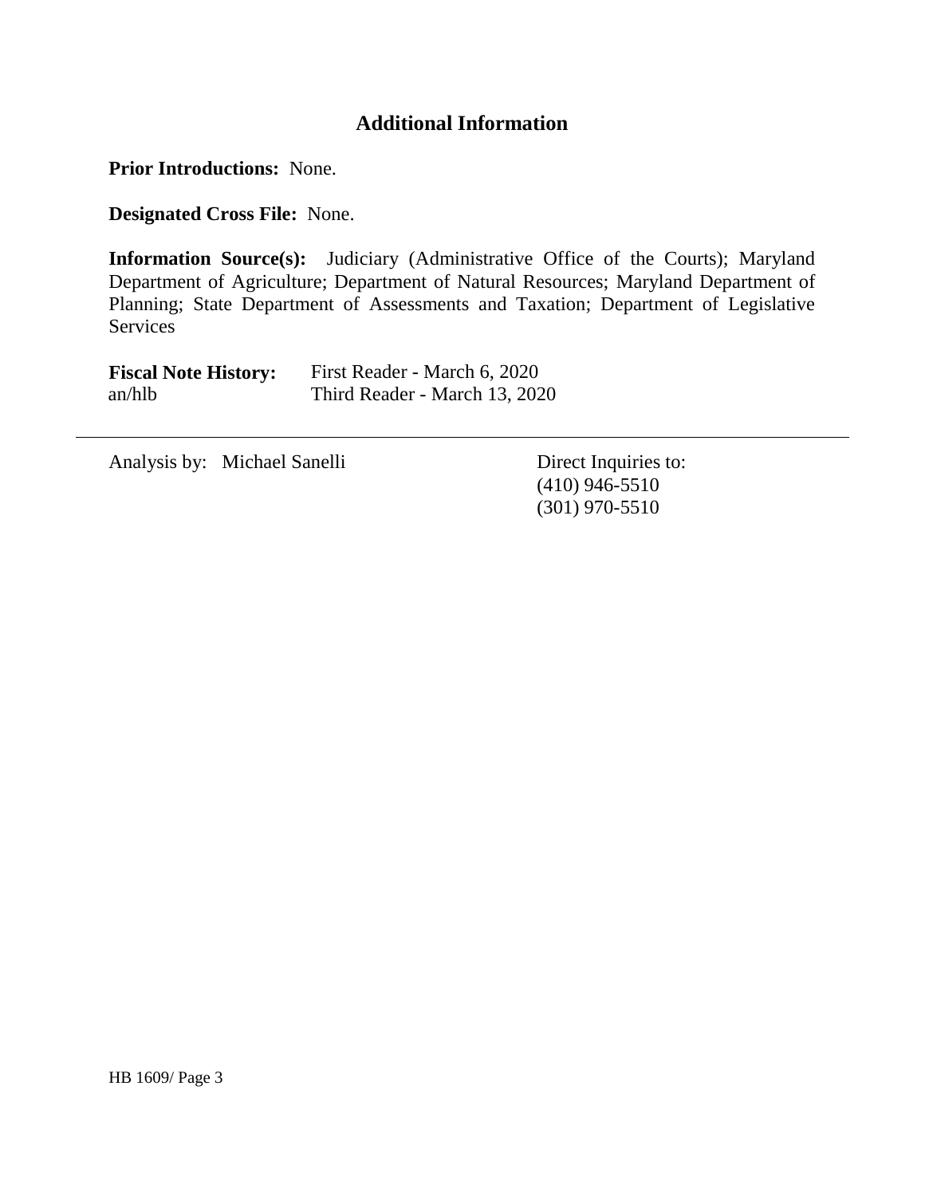## Additional Information

**Prior Introductions:** None.

**Designated Cross File:** None.

**Information Source(s):** Judiciary (Administrative Office of the Courts); Maryland Department of Agriculture; Department of Natural Resources; Maryland Department of Planning; State Department of Assessments and Taxation; Department of Legislative Services

| | |
|---|---|
| **Fiscal Note History:** | First Reader - March 6, 2020 |
| an/hlb | Third Reader - March 13, 2020 |

---

Analysis by: Michael Sanelli

Direct Inquiries to:
(410) 946-5510
(301) 970-5510